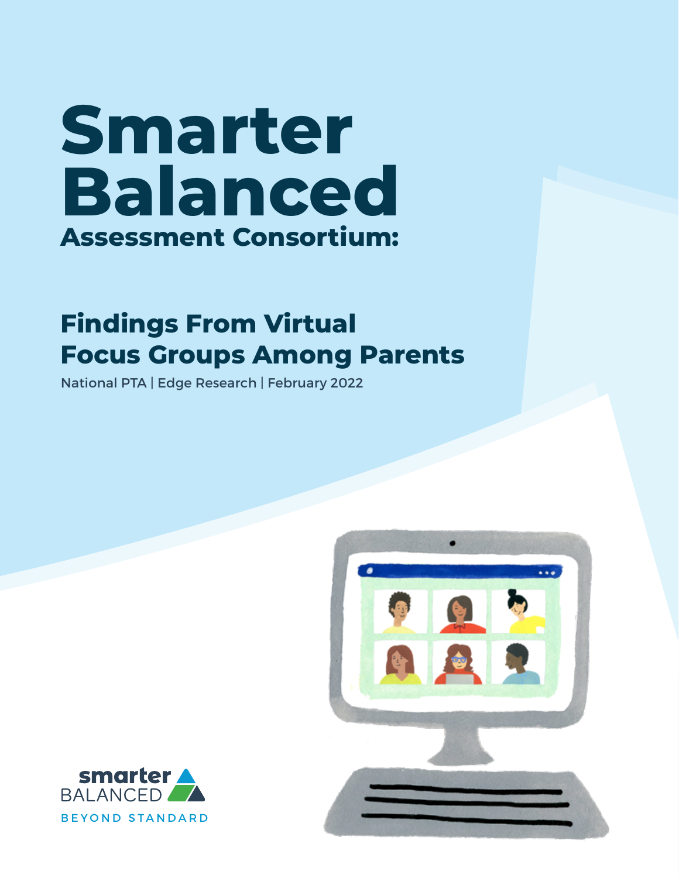# Smarter Balanced

## Assessment Consortium:

## Findings From Virtual Focus Groups Among Parents

National PTA | Edge Research | February 2022

smarter BALANCED

BEYOND STANDARD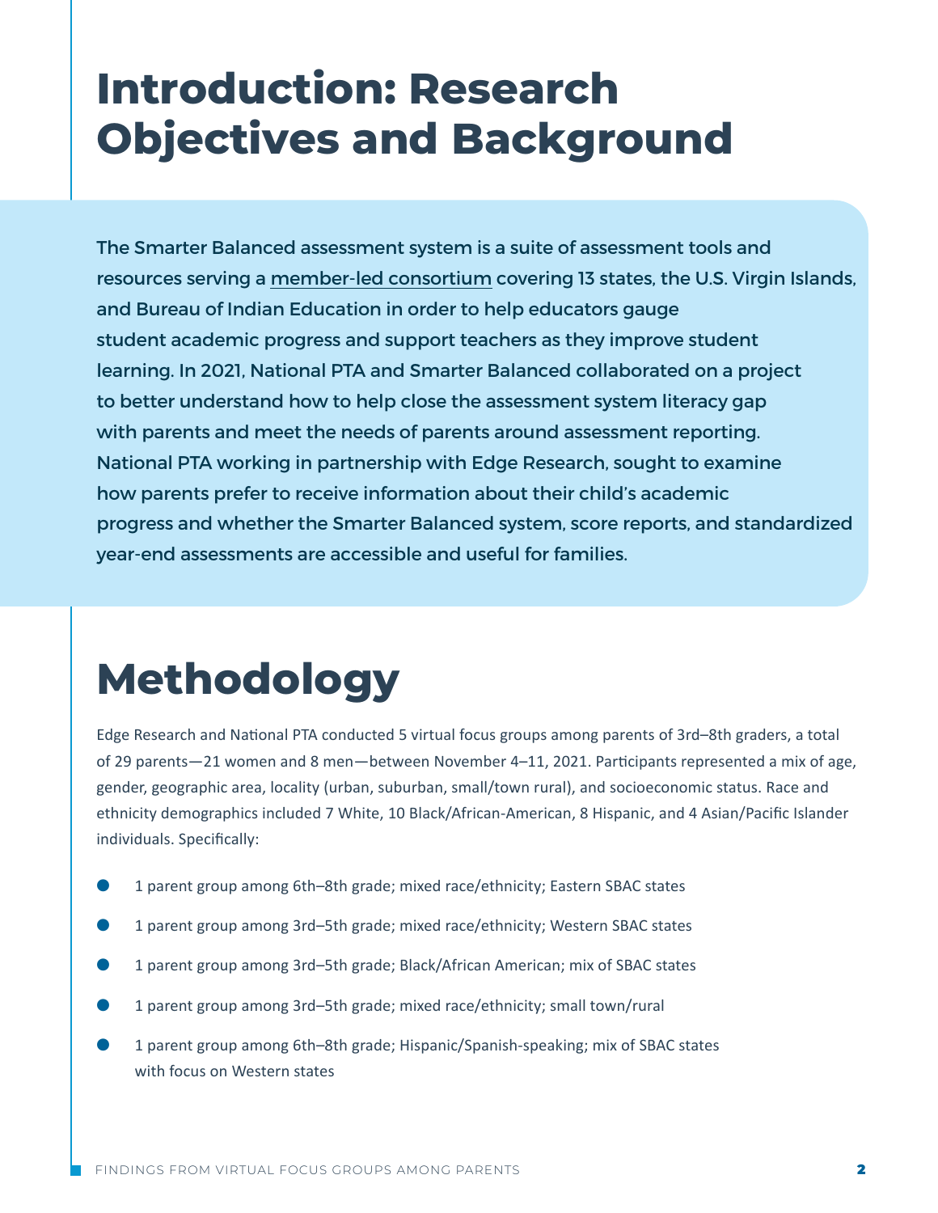# Introduction: Research Objectives and Background

The Smarter Balanced assessment system is a suite of assessment tools and resources serving a member-led consortium covering 13 states, the U.S. Virgin Islands, and Bureau of Indian Education in order to help educators gauge student academic progress and support teachers as they improve student learning. In 2021, National PTA and Smarter Balanced collaborated on a project to better understand how to help close the assessment system literacy gap with parents and meet the needs of parents around assessment reporting. National PTA working in partnership with Edge Research, sought to examine how parents prefer to receive information about their child's academic progress and whether the Smarter Balanced system, score reports, and standardized year-end assessments are accessible and useful for families.

# Methodology

Edge Research and National PTA conducted 5 virtual focus groups among parents of 3rd–8th graders, a total of 29 parents—21 women and 8 men—between November 4–11, 2021. Participants represented a mix of age, gender, geographic area, locality (urban, suburban, small/town rural), and socioeconomic status. Race and ethnicity demographics included 7 White, 10 Black/African-American, 8 Hispanic, and 4 Asian/Pacific Islander individuals. Specifically:

- 1 parent group among 6th–8th grade; mixed race/ethnicity; Eastern SBAC states
- 1 parent group among 3rd–5th grade; mixed race/ethnicity; Western SBAC states
- 1 parent group among 3rd–5th grade; Black/African American; mix of SBAC states
- 1 parent group among 3rd–5th grade; mixed race/ethnicity; small town/rural
- 1 parent group among 6th–8th grade; Hispanic/Spanish-speaking; mix of SBAC states with focus on Western states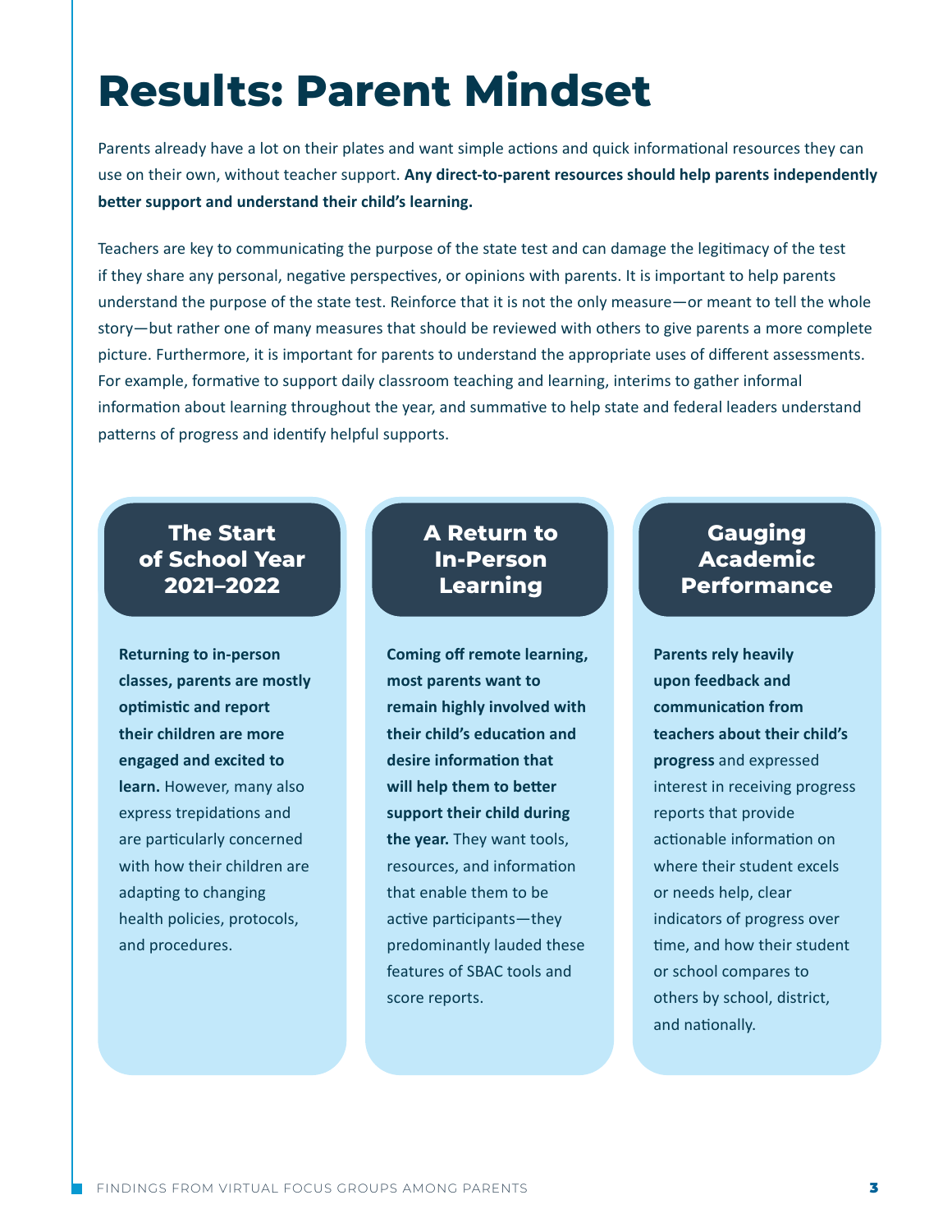# Results: Parent Mindset

Parents already have a lot on their plates and want simple actions and quick informational resources they can use on their own, without teacher support. **Any direct-to-parent resources should help parents independently better support and understand their child's learning.**

Teachers are key to communicating the purpose of the state test and can damage the legitimacy of the test if they share any personal, negative perspectives, or opinions with parents. It is important to help parents understand the purpose of the state test. Reinforce that it is not the only measure—or meant to tell the whole story—but rather one of many measures that should be reviewed with others to give parents a more complete picture. Furthermore, it is important for parents to understand the appropriate uses of different assessments. For example, formative to support daily classroom teaching and learning, interims to gather informal information about learning throughout the year, and summative to help state and federal leaders understand patterns of progress and identify helpful supports.

## The Start of School Year 2021–2022

**Returning to in-person classes, parents are mostly optimistic and report their children are more engaged and excited to learn.** However, many also express trepidations and are particularly concerned with how their children are adapting to changing health policies, protocols, and procedures.

## A Return to In-Person Learning

**Coming off remote learning, most parents want to remain highly involved with their child's education and desire information that will help them to better support their child during the year.** They want tools, resources, and information that enable them to be active participants—they predominantly lauded these features of SBAC tools and score reports.

## Gauging Academic Performance

**Parents rely heavily upon feedback and communication from teachers about their child's progress** and expressed interest in receiving progress reports that provide actionable information on where their student excels or needs help, clear indicators of progress over time, and how their student or school compares to others by school, district, and nationally.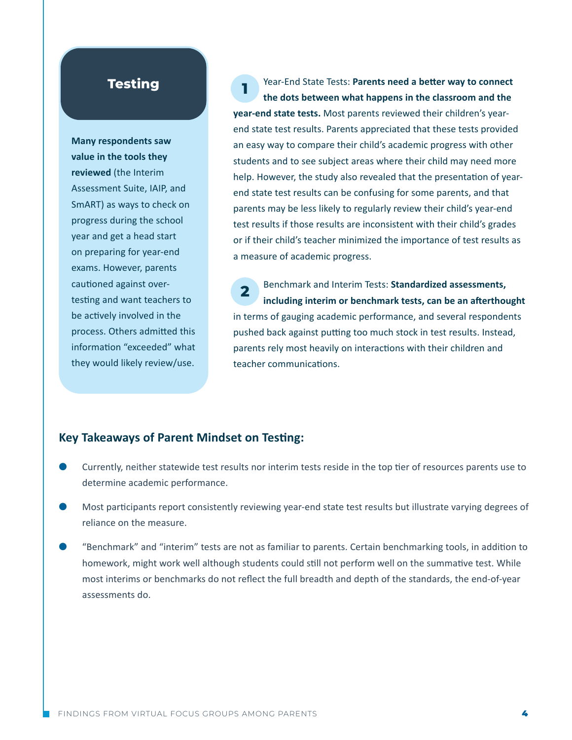## Testing

**Many respondents saw value in the tools they reviewed** (the Interim Assessment Suite, IAIP, and SmART) as ways to check on progress during the school year and get a head start on preparing for year-end exams. However, parents cautioned against over-testing and want teachers to be actively involved in the process. Others admitted this information "exceeded" what they would likely review/use.

**1** Year-End State Tests: **Parents need a better way to connect the dots between what happens in the classroom and the year-end state tests.** Most parents reviewed their children's year-end state test results. Parents appreciated that these tests provided an easy way to compare their child's academic progress with other students and to see subject areas where their child may need more help. However, the study also revealed that the presentation of year-end state test results can be confusing for some parents, and that parents may be less likely to regularly review their child's year-end test results if those results are inconsistent with their child's grades or if their child's teacher minimized the importance of test results as a measure of academic progress.

**2** Benchmark and Interim Tests: **Standardized assessments, including interim or benchmark tests, can be an afterthought** in terms of gauging academic performance, and several respondents pushed back against putting too much stock in test results. Instead, parents rely most heavily on interactions with their children and teacher communications.

### Key Takeaways of Parent Mindset on Testing:

- Currently, neither statewide test results nor interim tests reside in the top tier of resources parents use to determine academic performance.
- Most participants report consistently reviewing year-end state test results but illustrate varying degrees of reliance on the measure.
- "Benchmark" and "interim" tests are not as familiar to parents. Certain benchmarking tools, in addition to homework, might work well although students could still not perform well on the summative test. While most interims or benchmarks do not reflect the full breadth and depth of the standards, the end-of-year assessments do.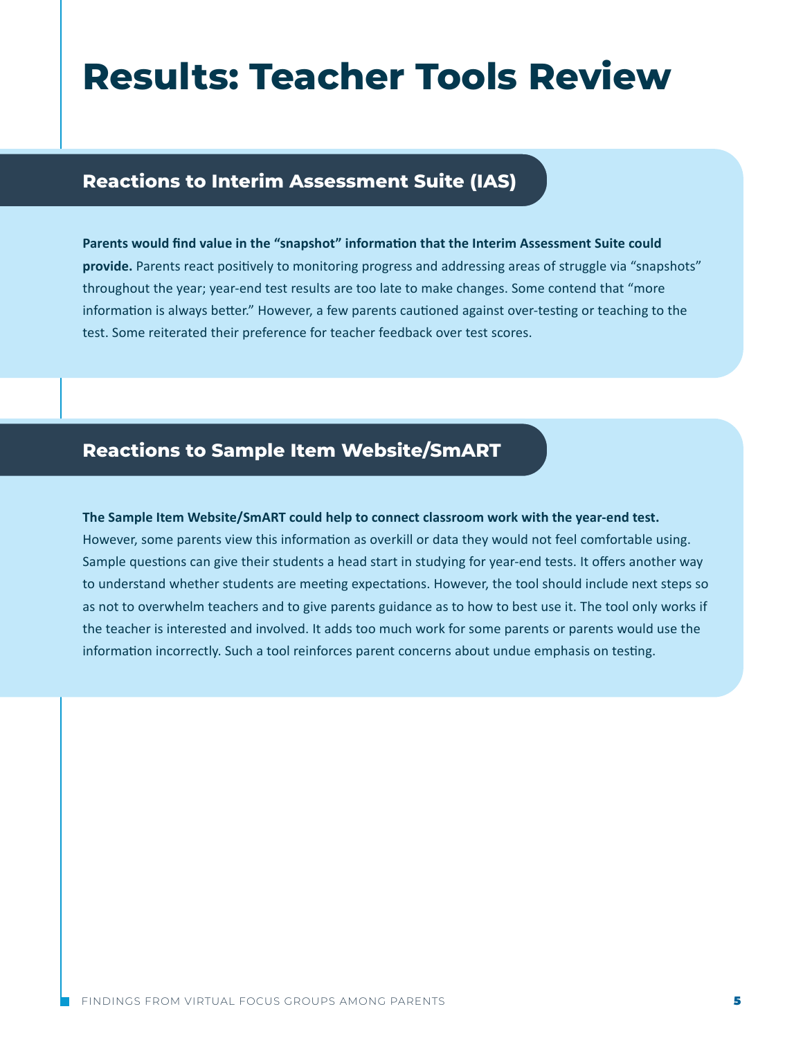# Results: Teacher Tools Review

## Reactions to Interim Assessment Suite (IAS)

**Parents would find value in the "snapshot" information that the Interim Assessment Suite could provide.** Parents react positively to monitoring progress and addressing areas of struggle via "snapshots" throughout the year; year-end test results are too late to make changes. Some contend that "more information is always better." However, a few parents cautioned against over-testing or teaching to the test. Some reiterated their preference for teacher feedback over test scores.

## Reactions to Sample Item Website/SmART

**The Sample Item Website/SmART could help to connect classroom work with the year-end test.** However, some parents view this information as overkill or data they would not feel comfortable using. Sample questions can give their students a head start in studying for year-end tests. It offers another way to understand whether students are meeting expectations. However, the tool should include next steps so as not to overwhelm teachers and to give parents guidance as to how to best use it. The tool only works if the teacher is interested and involved. It adds too much work for some parents or parents would use the information incorrectly. Such a tool reinforces parent concerns about undue emphasis on testing.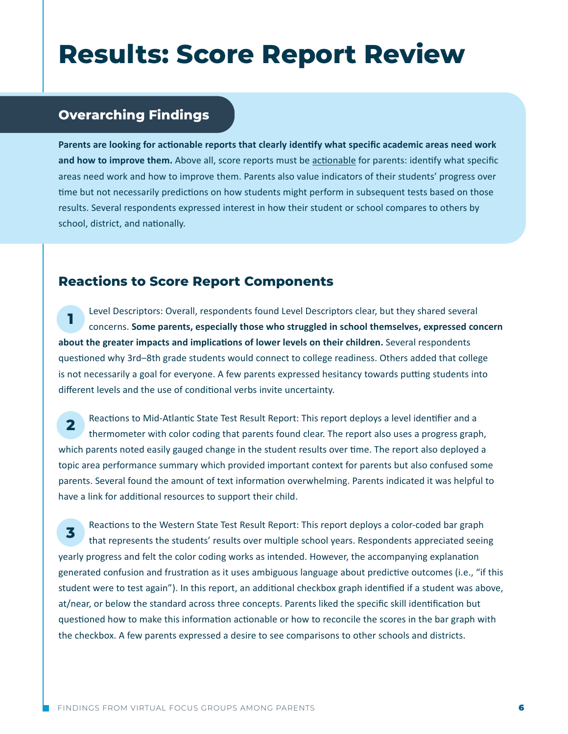# Results: Score Report Review

## Overarching Findings

**Parents are looking for actionable reports that clearly identify what specific academic areas need work and how to improve them.** Above all, score reports must be actionable for parents: identify what specific areas need work and how to improve them. Parents also value indicators of their students' progress over time but not necessarily predictions on how students might perform in subsequent tests based on those results. Several respondents expressed interest in how their student or school compares to others by school, district, and nationally.

## Reactions to Score Report Components

**1** Level Descriptors: Overall, respondents found Level Descriptors clear, but they shared several concerns. **Some parents, especially those who struggled in school themselves, expressed concern about the greater impacts and implications of lower levels on their children.** Several respondents questioned why 3rd–8th grade students would connect to college readiness. Others added that college is not necessarily a goal for everyone. A few parents expressed hesitancy towards putting students into different levels and the use of conditional verbs invite uncertainty.

**2** Reactions to Mid-Atlantic State Test Result Report: This report deploys a level identifier and a thermometer with color coding that parents found clear. The report also uses a progress graph, which parents noted easily gauged change in the student results over time. The report also deployed a topic area performance summary which provided important context for parents but also confused some parents. Several found the amount of text information overwhelming. Parents indicated it was helpful to have a link for additional resources to support their child.

**3** Reactions to the Western State Test Result Report: This report deploys a color-coded bar graph that represents the students' results over multiple school years. Respondents appreciated seeing yearly progress and felt the color coding works as intended. However, the accompanying explanation generated confusion and frustration as it uses ambiguous language about predictive outcomes (i.e., "if this student were to test again"). In this report, an additional checkbox graph identified if a student was above, at/near, or below the standard across three concepts. Parents liked the specific skill identification but questioned how to make this information actionable or how to reconcile the scores in the bar graph with the checkbox. A few parents expressed a desire to see comparisons to other schools and districts.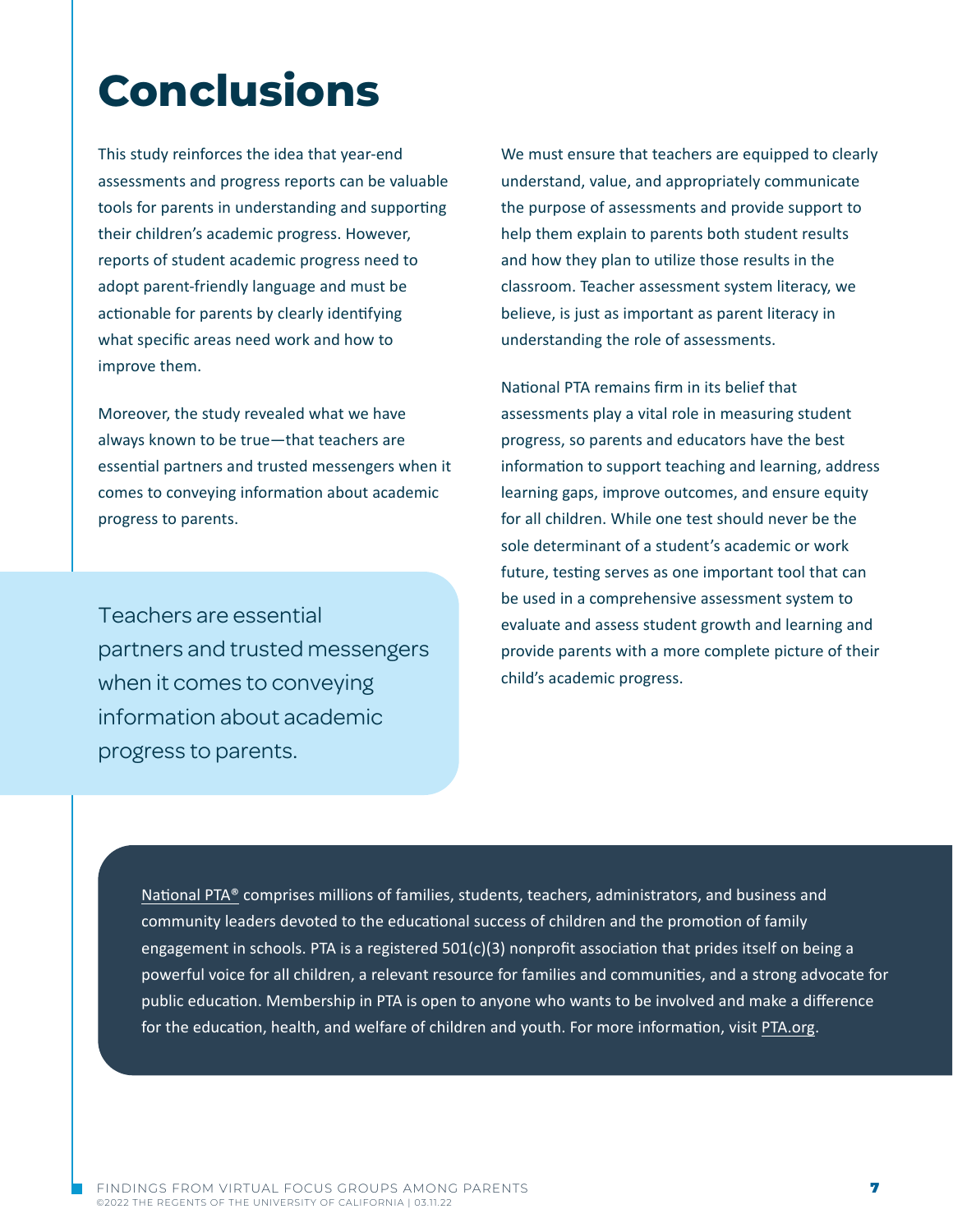# Conclusions

This study reinforces the idea that year-end assessments and progress reports can be valuable tools for parents in understanding and supporting their children's academic progress. However, reports of student academic progress need to adopt parent-friendly language and must be actionable for parents by clearly identifying what specific areas need work and how to improve them.

Moreover, the study revealed what we have always known to be true—that teachers are essential partners and trusted messengers when it comes to conveying information about academic progress to parents.

> Teachers are essential partners and trusted messengers when it comes to conveying information about academic progress to parents.

We must ensure that teachers are equipped to clearly understand, value, and appropriately communicate the purpose of assessments and provide support to help them explain to parents both student results and how they plan to utilize those results in the classroom. Teacher assessment system literacy, we believe, is just as important as parent literacy in understanding the role of assessments.

National PTA remains firm in its belief that assessments play a vital role in measuring student progress, so parents and educators have the best information to support teaching and learning, address learning gaps, improve outcomes, and ensure equity for all children. While one test should never be the sole determinant of a student's academic or work future, testing serves as one important tool that can be used in a comprehensive assessment system to evaluate and assess student growth and learning and provide parents with a more complete picture of their child's academic progress.

National PTA® comprises millions of families, students, teachers, administrators, and business and community leaders devoted to the educational success of children and the promotion of family engagement in schools. PTA is a registered 501(c)(3) nonprofit association that prides itself on being a powerful voice for all children, a relevant resource for families and communities, and a strong advocate for public education. Membership in PTA is open to anyone who wants to be involved and make a difference for the education, health, and welfare of children and youth. For more information, visit PTA.org.

©2022 THE REGENTS OF THE UNIVERSITY OF CALIFORNIA | 03.11.22